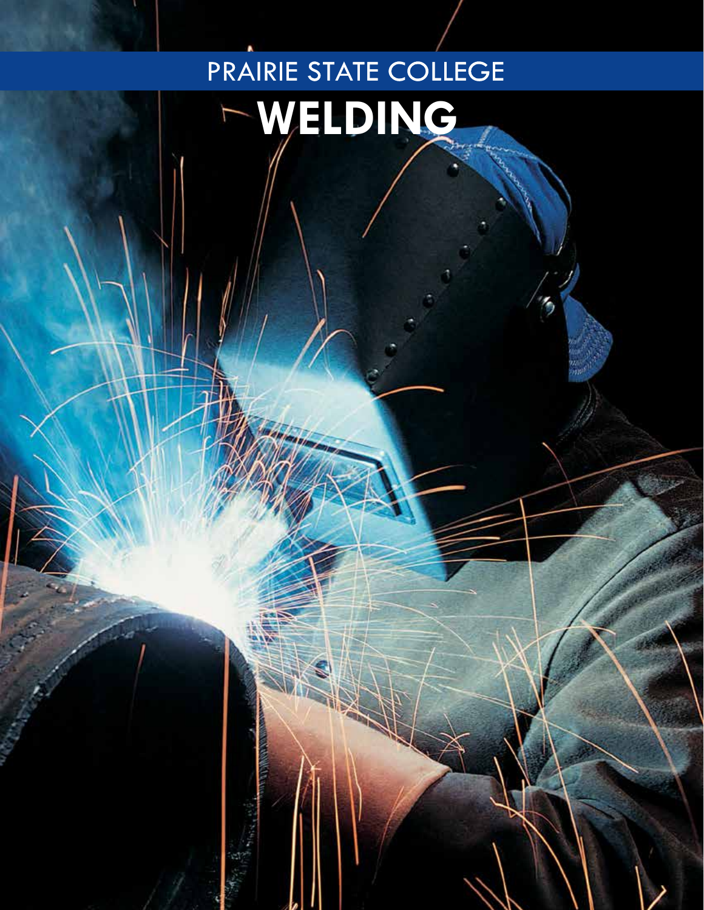PRAIRIE STATE COLLEGE

# WELDING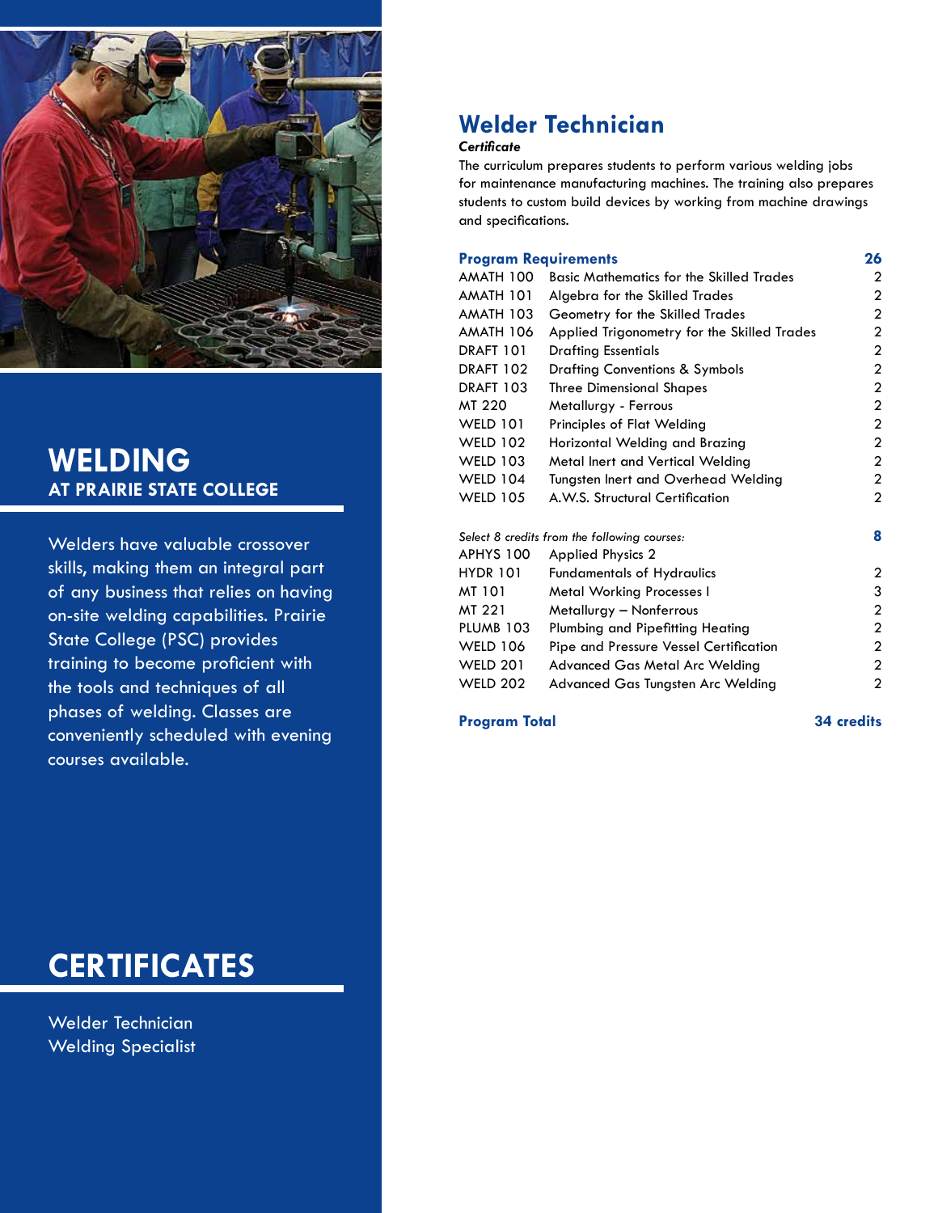# WELDING

## AT PRAIRIE STATE COLLEGE

Welders have valuable crossover skills, making them an integral part of any business that relies on having on-site welding capabilities. Prairie State College (PSC) provides training to become proficient with the tools and techniques of all phases of welding. Classes are conveniently scheduled with evening courses available.

## CERTIFICATES

Welder Technician
Welding Specialist

## Welder Technician

***Certificate***

The curriculum prepares students to perform various welding jobs for maintenance manufacturing machines. The training also prepares students to custom build devices by working from machine drawings and specifications.

| **Program Requirements** | | **26** |
|---|---|---|
| AMATH 100 | Basic Mathematics for the Skilled Trades | 2 |
| AMATH 101 | Algebra for the Skilled Trades | 2 |
| AMATH 103 | Geometry for the Skilled Trades | 2 |
| AMATH 106 | Applied Trigonometry for the Skilled Trades | 2 |
| DRAFT 101 | Drafting Essentials | 2 |
| DRAFT 102 | Drafting Conventions & Symbols | 2 |
| DRAFT 103 | Three Dimensional Shapes | 2 |
| MT 220 | Metallurgy - Ferrous | 2 |
| WELD 101 | Principles of Flat Welding | 2 |
| WELD 102 | Horizontal Welding and Brazing | 2 |
| WELD 103 | Metal Inert and Vertical Welding | 2 |
| WELD 104 | Tungsten Inert and Overhead Welding | 2 |
| WELD 105 | A.W.S. Structural Certification | 2 |

| *Select 8 credits from the following courses:* | | **8** |
|---|---|---|
| APHYS 100 | Applied Physics 2 | |
| HYDR 101 | Fundamentals of Hydraulics | 2 |
| MT 101 | Metal Working Processes I | 3 |
| MT 221 | Metallurgy – Nonferrous | 2 |
| PLUMB 103 | Plumbing and Pipefitting Heating | 2 |
| WELD 106 | Pipe and Pressure Vessel Certification | 2 |
| WELD 201 | Advanced Gas Metal Arc Welding | 2 |
| WELD 202 | Advanced Gas Tungsten Arc Welding | 2 |

**Program Total** **34 credits**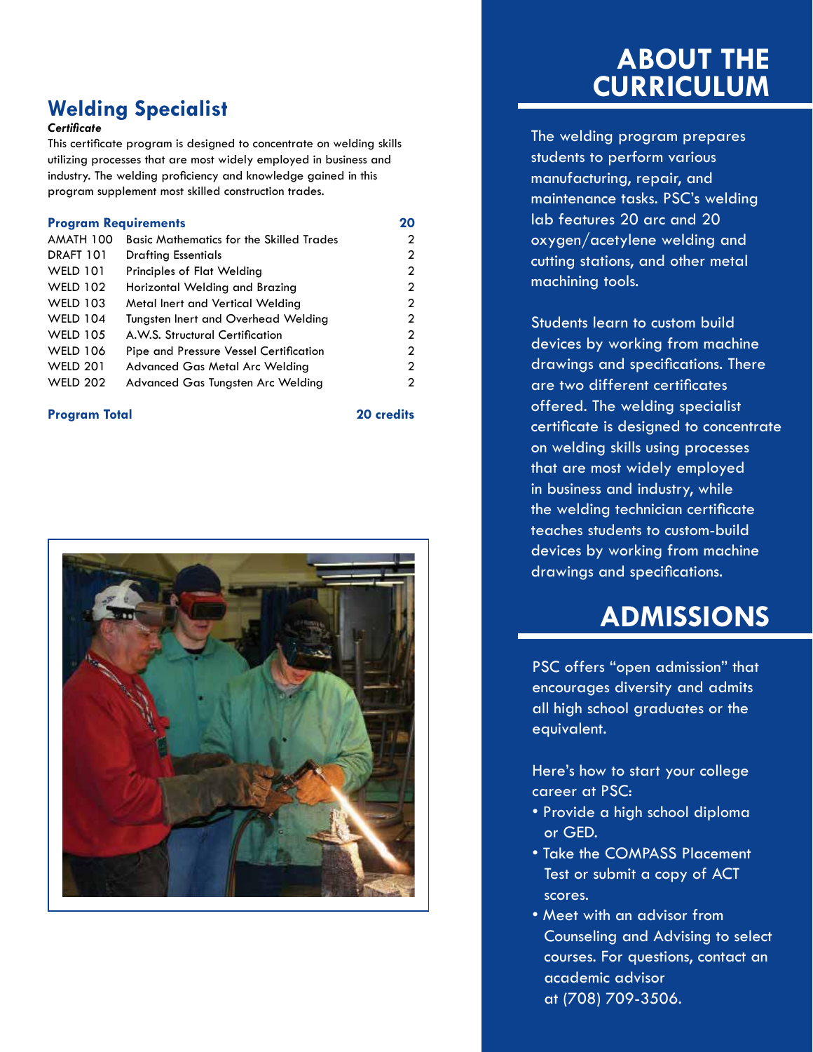## Welding Specialist

***Certificate***

This certificate program is designed to concentrate on welding skills utilizing processes that are most widely employed in business and industry. The welding proficiency and knowledge gained in this program supplement most skilled construction trades.

| **Program Requirements** | | **20** |
|---|---|---|
| AMATH 100 | Basic Mathematics for the Skilled Trades | 2 |
| DRAFT 101 | Drafting Essentials | 2 |
| WELD 101 | Principles of Flat Welding | 2 |
| WELD 102 | Horizontal Welding and Brazing | 2 |
| WELD 103 | Metal Inert and Vertical Welding | 2 |
| WELD 104 | Tungsten Inert and Overhead Welding | 2 |
| WELD 105 | A.W.S. Structural Certification | 2 |
| WELD 106 | Pipe and Pressure Vessel Certification | 2 |
| WELD 201 | Advanced Gas Metal Arc Welding | 2 |
| WELD 202 | Advanced Gas Tungsten Arc Welding | 2 |

**Program Total** **20 credits**

# ABOUT THE CURRICULUM

The welding program prepares students to perform various manufacturing, repair, and maintenance tasks. PSC's welding lab features 20 arc and 20 oxygen/acetylene welding and cutting stations, and other metal machining tools.

Students learn to custom build devices by working from machine drawings and specifications. There are two different certificates offered. The welding specialist certificate is designed to concentrate on welding skills using processes that are most widely employed in business and industry, while the welding technician certificate teaches students to custom-build devices by working from machine drawings and specifications.

# ADMISSIONS

PSC offers "open admission" that encourages diversity and admits all high school graduates or the equivalent.

Here's how to start your college career at PSC:

- Provide a high school diploma or GED.
- Take the COMPASS Placement Test or submit a copy of ACT scores.
- Meet with an advisor from Counseling and Advising to select courses. For questions, contact an academic advisor at (708) 709-3506.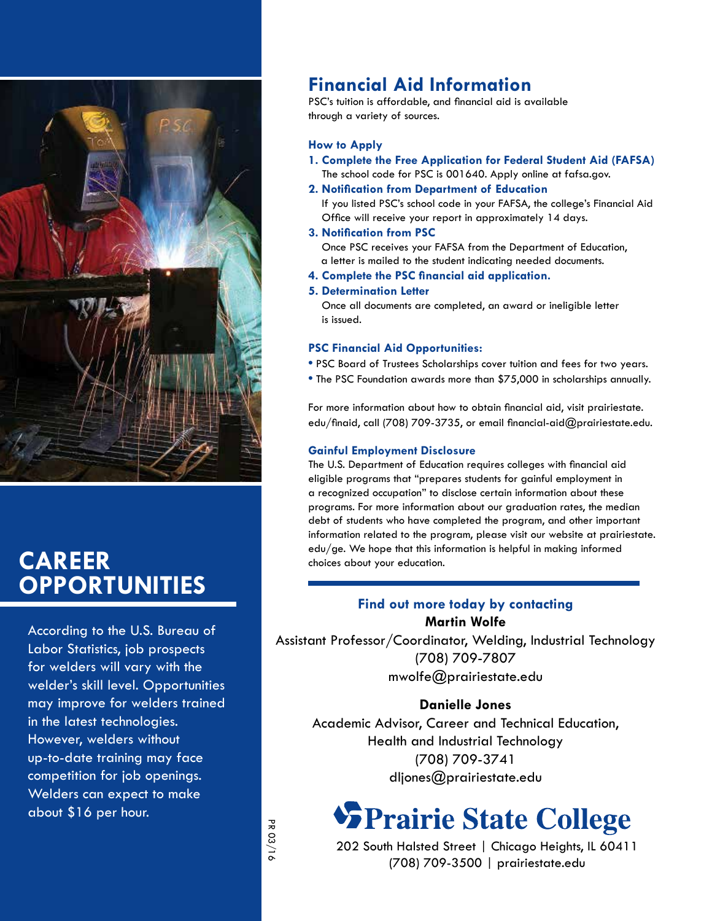## CAREER OPPORTUNITIES

According to the U.S. Bureau of Labor Statistics, job prospects for welders will vary with the welder's skill level. Opportunities may improve for welders trained in the latest technologies. However, welders without up-to-date training may face competition for job openings. Welders can expect to make about $16 per hour.

PR 03/16

## Financial Aid Information

PSC's tuition is affordable, and financial aid is available through a variety of sources.

### How to Apply

1. **Complete the Free Application for Federal Student Aid (FAFSA)**
   The school code for PSC is 001640. Apply online at fafsa.gov.
2. **Notification from Department of Education**
   If you listed PSC's school code in your FAFSA, the college's Financial Aid Office will receive your report in approximately 14 days.
3. **Notification from PSC**
   Once PSC receives your FAFSA from the Department of Education, a letter is mailed to the student indicating needed documents.
4. **Complete the PSC financial aid application.**
5. **Determination Letter**
   Once all documents are completed, an award or ineligible letter is issued.

### PSC Financial Aid Opportunities:

- PSC Board of Trustees Scholarships cover tuition and fees for two years.
- The PSC Foundation awards more than $75,000 in scholarships annually.

For more information about how to obtain financial aid, visit prairiestate.edu/finaid, call (708) 709-3735, or email financial-aid@prairiestate.edu.

### Gainful Employment Disclosure

The U.S. Department of Education requires colleges with financial aid eligible programs that "prepares students for gainful employment in a recognized occupation" to disclose certain information about these programs. For more information about our graduation rates, the median debt of students who have completed the program, and other important information related to the program, please visit our website at prairiestate.edu/ge. We hope that this information is helpful in making informed choices about your education.

### Find out more today by contacting

**Martin Wolfe**
Assistant Professor/Coordinator, Welding, Industrial Technology
(708) 709-7807
mwolfe@prairiestate.edu

**Danielle Jones**
Academic Advisor, Career and Technical Education, Health and Industrial Technology
(708) 709-3741
dljones@prairiestate.edu

**Prairie State College**

202 South Halsted Street | Chicago Heights, IL 60411
(708) 709-3500 | prairiestate.edu